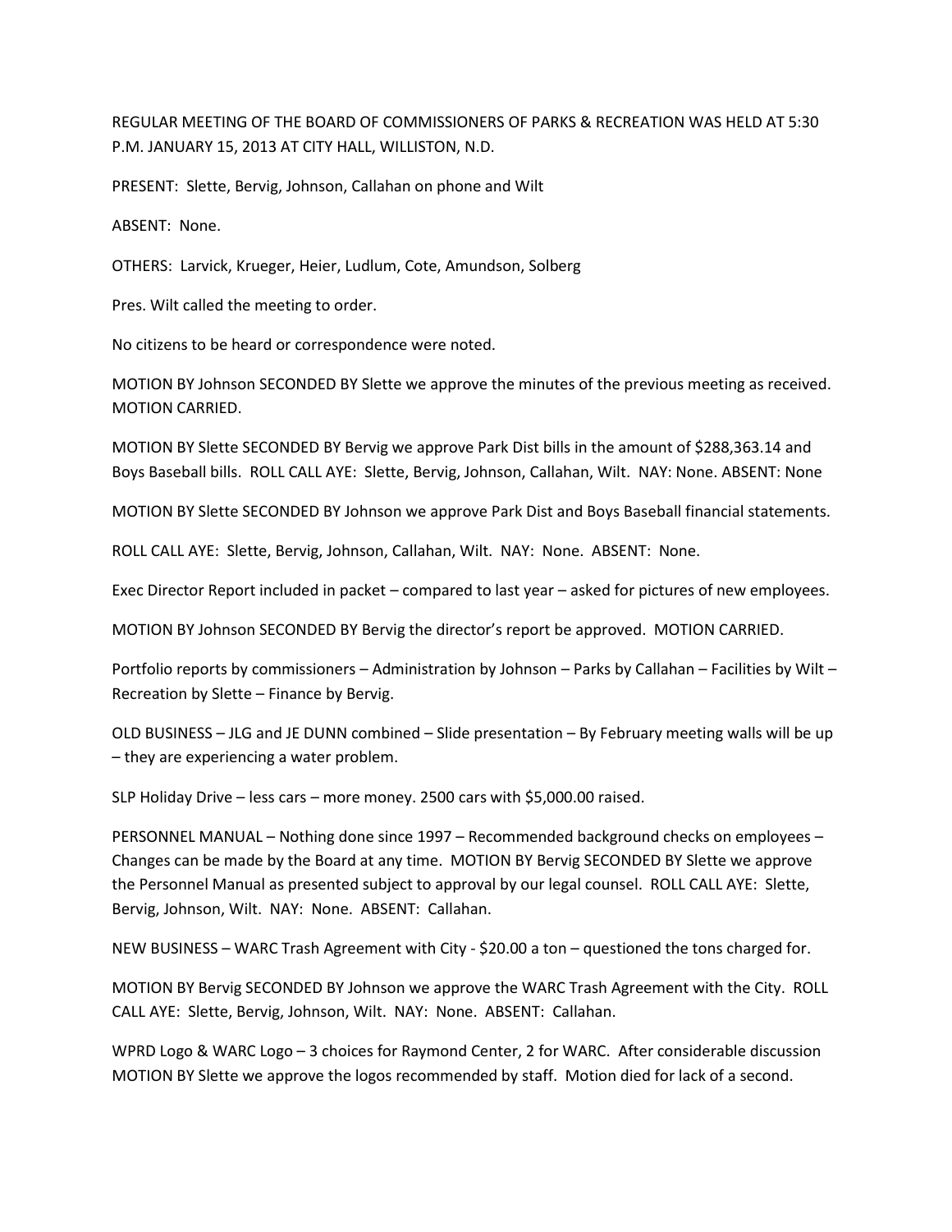REGULAR MEETING OF THE BOARD OF COMMISSIONERS OF PARKS & RECREATION WAS HELD AT 5:30 P.M. JANUARY 15, 2013 AT CITY HALL, WILLISTON, N.D.

PRESENT: Slette, Bervig, Johnson, Callahan on phone and Wilt

ABSENT: None.

OTHERS: Larvick, Krueger, Heier, Ludlum, Cote, Amundson, Solberg

Pres. Wilt called the meeting to order.

No citizens to be heard or correspondence were noted.

MOTION BY Johnson SECONDED BY Slette we approve the minutes of the previous meeting as received. MOTION CARRIED.

MOTION BY Slette SECONDED BY Bervig we approve Park Dist bills in the amount of $288,363.14 and Boys Baseball bills. ROLL CALL AYE: Slette, Bervig, Johnson, Callahan, Wilt. NAY: None. ABSENT: None

MOTION BY Slette SECONDED BY Johnson we approve Park Dist and Boys Baseball financial statements.

ROLL CALL AYE: Slette, Bervig, Johnson, Callahan, Wilt. NAY: None. ABSENT: None.

Exec Director Report included in packet – compared to last year – asked for pictures of new employees.

MOTION BY Johnson SECONDED BY Bervig the director's report be approved. MOTION CARRIED.

Portfolio reports by commissioners – Administration by Johnson – Parks by Callahan – Facilities by Wilt – Recreation by Slette – Finance by Bervig.

OLD BUSINESS – JLG and JE DUNN combined – Slide presentation – By February meeting walls will be up – they are experiencing a water problem.

SLP Holiday Drive – less cars – more money. 2500 cars with $5,000.00 raised.

PERSONNEL MANUAL – Nothing done since 1997 – Recommended background checks on employees – Changes can be made by the Board at any time. MOTION BY Bervig SECONDED BY Slette we approve the Personnel Manual as presented subject to approval by our legal counsel. ROLL CALL AYE: Slette, Bervig, Johnson, Wilt. NAY: None. ABSENT: Callahan.

NEW BUSINESS – WARC Trash Agreement with City - $20.00 a ton – questioned the tons charged for.

MOTION BY Bervig SECONDED BY Johnson we approve the WARC Trash Agreement with the City. ROLL CALL AYE: Slette, Bervig, Johnson, Wilt. NAY: None. ABSENT: Callahan.

WPRD Logo & WARC Logo – 3 choices for Raymond Center, 2 for WARC. After considerable discussion MOTION BY Slette we approve the logos recommended by staff. Motion died for lack of a second.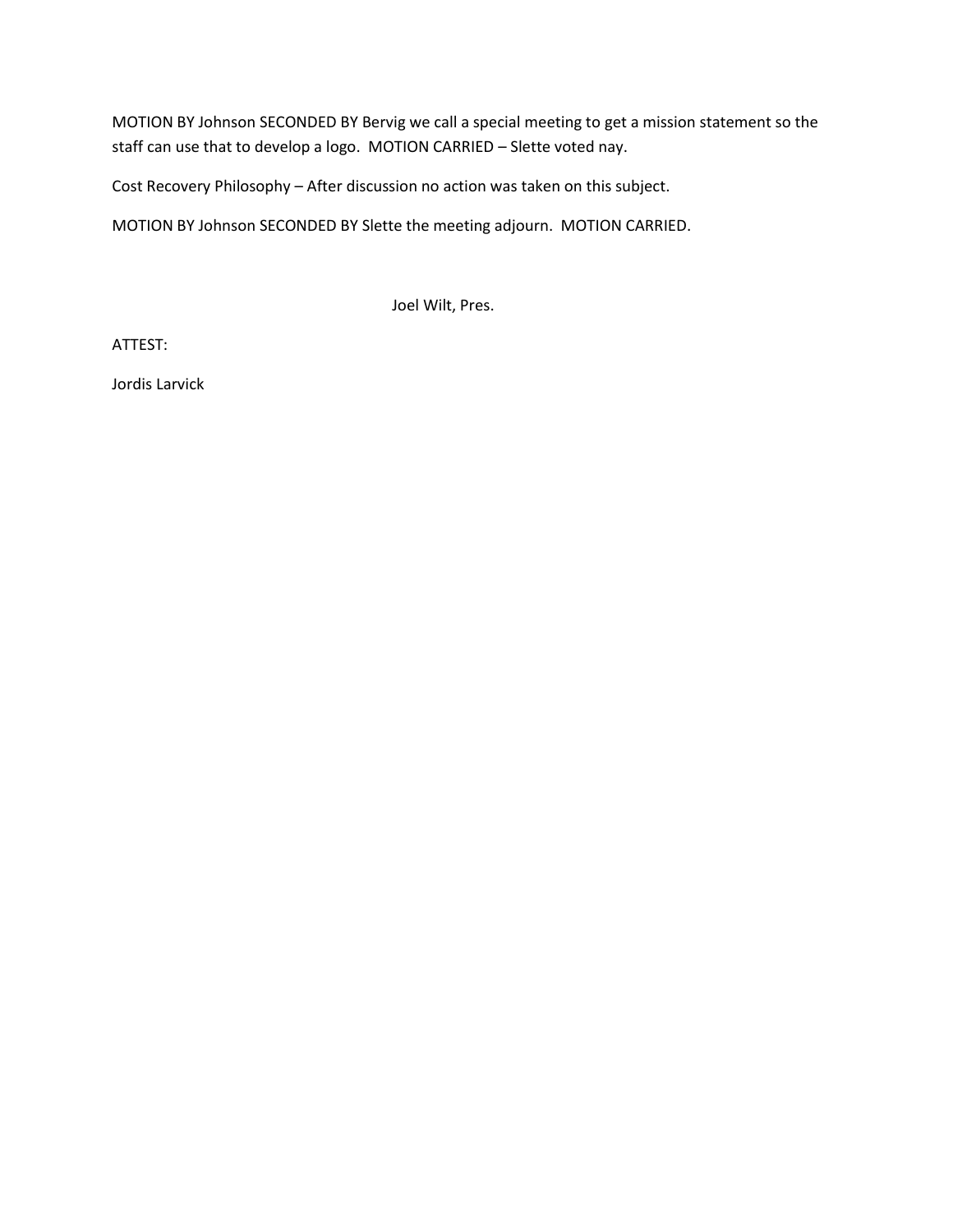MOTION BY Johnson SECONDED BY Bervig we call a special meeting to get a mission statement so the staff can use that to develop a logo. MOTION CARRIED – Slette voted nay.

Cost Recovery Philosophy – After discussion no action was taken on this subject.

MOTION BY Johnson SECONDED BY Slette the meeting adjourn. MOTION CARRIED.

Joel Wilt, Pres.

ATTEST:

Jordis Larvick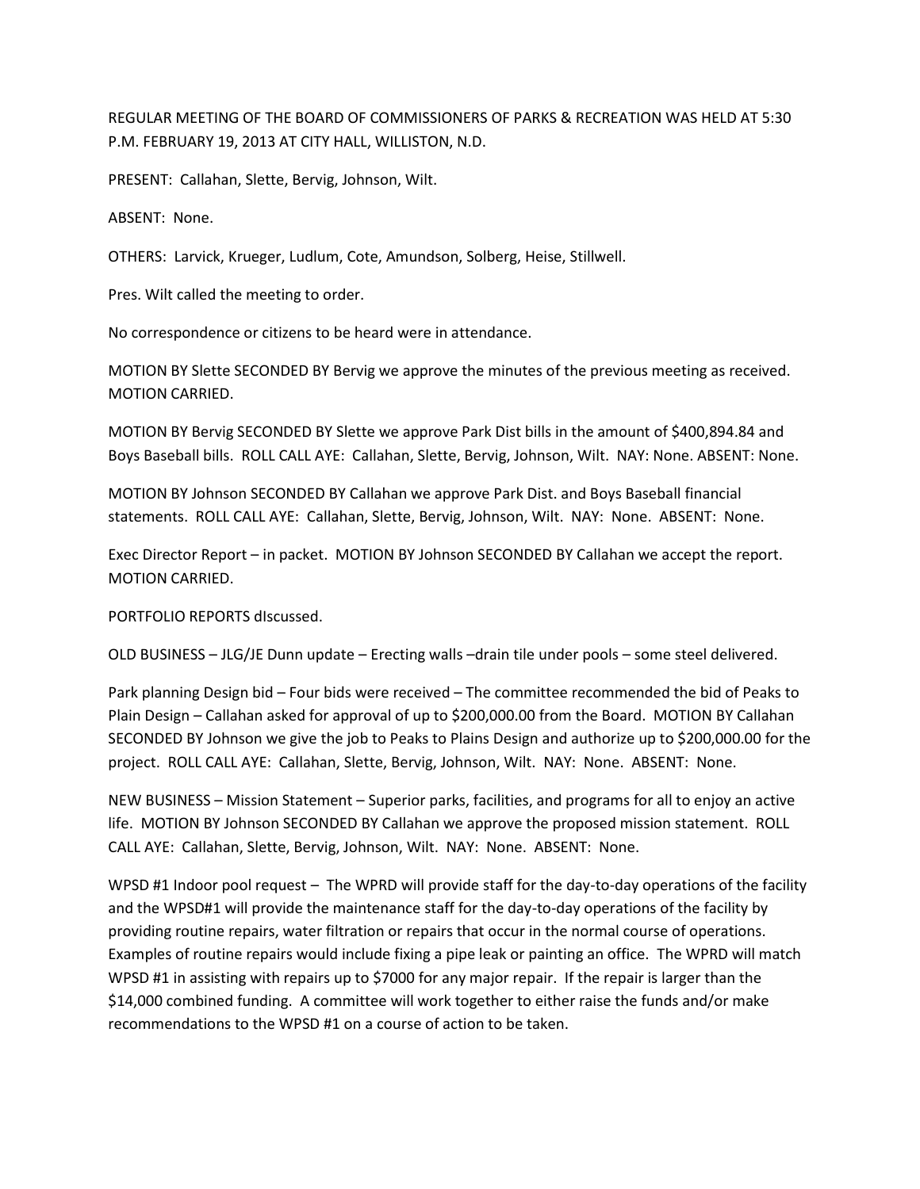REGULAR MEETING OF THE BOARD OF COMMISSIONERS OF PARKS & RECREATION WAS HELD AT 5:30 P.M. FEBRUARY 19, 2013 AT CITY HALL, WILLISTON, N.D.

PRESENT: Callahan, Slette, Bervig, Johnson, Wilt.

ABSENT: None.

OTHERS: Larvick, Krueger, Ludlum, Cote, Amundson, Solberg, Heise, Stillwell.

Pres. Wilt called the meeting to order.

No correspondence or citizens to be heard were in attendance.

MOTION BY Slette SECONDED BY Bervig we approve the minutes of the previous meeting as received. MOTION CARRIED.

MOTION BY Bervig SECONDED BY Slette we approve Park Dist bills in the amount of $400,894.84 and Boys Baseball bills. ROLL CALL AYE: Callahan, Slette, Bervig, Johnson, Wilt. NAY: None. ABSENT: None.

MOTION BY Johnson SECONDED BY Callahan we approve Park Dist. and Boys Baseball financial statements. ROLL CALL AYE: Callahan, Slette, Bervig, Johnson, Wilt. NAY: None. ABSENT: None.

Exec Director Report – in packet. MOTION BY Johnson SECONDED BY Callahan we accept the report. MOTION CARRIED.

PORTFOLIO REPORTS dIscussed.

OLD BUSINESS – JLG/JE Dunn update – Erecting walls –drain tile under pools – some steel delivered.

Park planning Design bid – Four bids were received – The committee recommended the bid of Peaks to Plain Design – Callahan asked for approval of up to $200,000.00 from the Board. MOTION BY Callahan SECONDED BY Johnson we give the job to Peaks to Plains Design and authorize up to $200,000.00 for the project. ROLL CALL AYE: Callahan, Slette, Bervig, Johnson, Wilt. NAY: None. ABSENT: None.

NEW BUSINESS – Mission Statement – Superior parks, facilities, and programs for all to enjoy an active life. MOTION BY Johnson SECONDED BY Callahan we approve the proposed mission statement. ROLL CALL AYE: Callahan, Slette, Bervig, Johnson, Wilt. NAY: None. ABSENT: None.

WPSD #1 Indoor pool request – The WPRD will provide staff for the day-to-day operations of the facility and the WPSD#1 will provide the maintenance staff for the day-to-day operations of the facility by providing routine repairs, water filtration or repairs that occur in the normal course of operations. Examples of routine repairs would include fixing a pipe leak or painting an office. The WPRD will match WPSD #1 in assisting with repairs up to $7000 for any major repair. If the repair is larger than the $14,000 combined funding. A committee will work together to either raise the funds and/or make recommendations to the WPSD #1 on a course of action to be taken.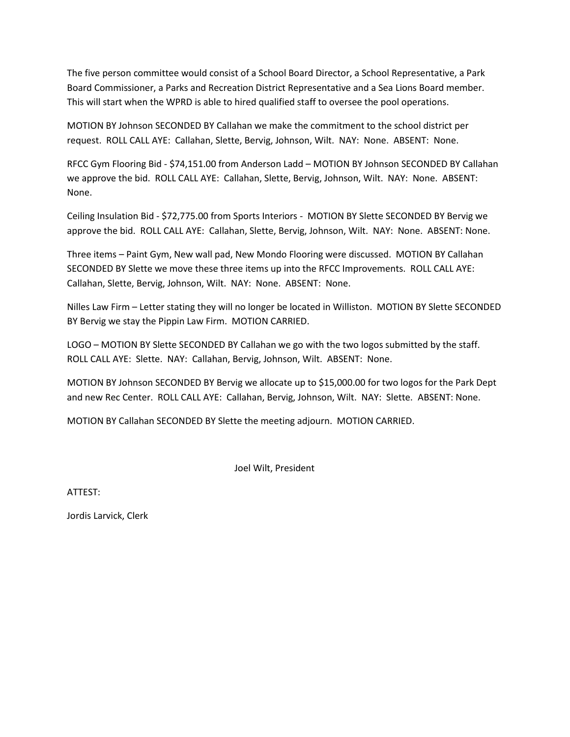The five person committee would consist of a School Board Director, a School Representative, a Park Board Commissioner, a Parks and Recreation District Representative and a Sea Lions Board member. This will start when the WPRD is able to hired qualified staff to oversee the pool operations.

MOTION BY Johnson SECONDED BY Callahan we make the commitment to the school district per request. ROLL CALL AYE: Callahan, Slette, Bervig, Johnson, Wilt. NAY: None. ABSENT: None.

RFCC Gym Flooring Bid - $74,151.00 from Anderson Ladd – MOTION BY Johnson SECONDED BY Callahan we approve the bid. ROLL CALL AYE: Callahan, Slette, Bervig, Johnson, Wilt. NAY: None. ABSENT: None.

Ceiling Insulation Bid - $72,775.00 from Sports Interiors - MOTION BY Slette SECONDED BY Bervig we approve the bid. ROLL CALL AYE: Callahan, Slette, Bervig, Johnson, Wilt. NAY: None. ABSENT: None.

Three items – Paint Gym, New wall pad, New Mondo Flooring were discussed. MOTION BY Callahan SECONDED BY Slette we move these three items up into the RFCC Improvements. ROLL CALL AYE: Callahan, Slette, Bervig, Johnson, Wilt. NAY: None. ABSENT: None.

Nilles Law Firm – Letter stating they will no longer be located in Williston. MOTION BY Slette SECONDED BY Bervig we stay the Pippin Law Firm. MOTION CARRIED.

LOGO – MOTION BY Slette SECONDED BY Callahan we go with the two logos submitted by the staff. ROLL CALL AYE: Slette. NAY: Callahan, Bervig, Johnson, Wilt. ABSENT: None.

MOTION BY Johnson SECONDED BY Bervig we allocate up to $15,000.00 for two logos for the Park Dept and new Rec Center. ROLL CALL AYE: Callahan, Bervig, Johnson, Wilt. NAY: Slette. ABSENT: None.

MOTION BY Callahan SECONDED BY Slette the meeting adjourn. MOTION CARRIED.

Joel Wilt, President

ATTEST:

Jordis Larvick, Clerk